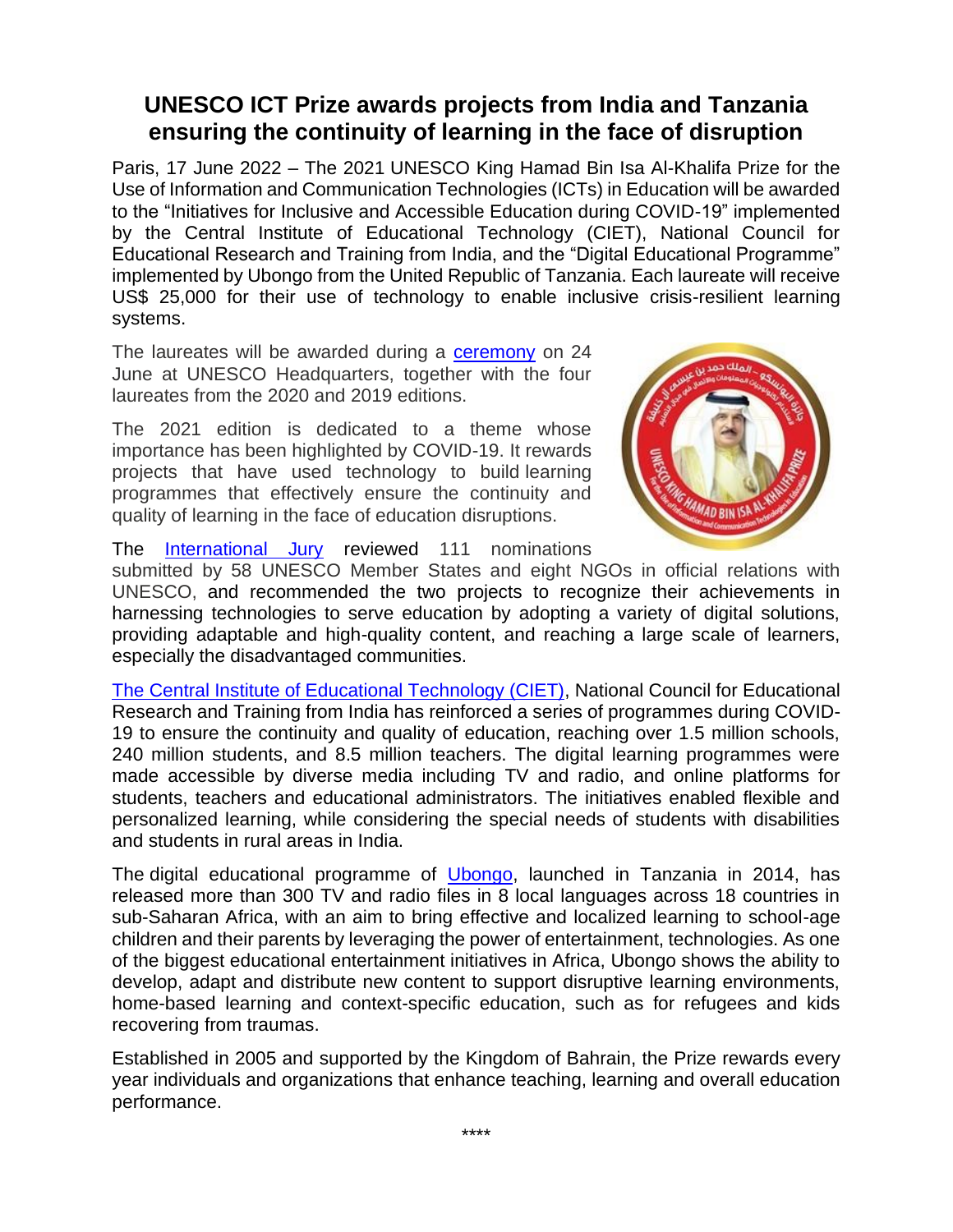# UNESCO ICT Prize awards projects from India and Tanzania ensuring the continuity of learning in the face of disruption

Paris, 17 June 2022 – The 2021 UNESCO King Hamad Bin Isa Al-Khalifa Prize for the Use of Information and Communication Technologies (ICTs) in Education will be awarded to the "Initiatives for Inclusive and Accessible Education during COVID-19" implemented by the Central Institute of Educational Technology (CIET), National Council for Educational Research and Training from India, and the "Digital Educational Programme" implemented by Ubongo from the United Republic of Tanzania. Each laureate will receive US$ 25,000 for their use of technology to enable inclusive crisis-resilient learning systems.

The laureates will be awarded during a ceremony on 24 June at UNESCO Headquarters, together with the four laureates from the 2020 and 2019 editions.

The 2021 edition is dedicated to a theme whose importance has been highlighted by COVID-19. It rewards projects that have used technology to build learning programmes that effectively ensure the continuity and quality of learning in the face of education disruptions.

The International Jury reviewed 111 nominations submitted by 58 UNESCO Member States and eight NGOs in official relations with UNESCO, and recommended the two projects to recognize their achievements in harnessing technologies to serve education by adopting a variety of digital solutions, providing adaptable and high-quality content, and reaching a large scale of learners, especially the disadvantaged communities.

The Central Institute of Educational Technology (CIET), National Council for Educational Research and Training from India has reinforced a series of programmes during COVID-19 to ensure the continuity and quality of education, reaching over 1.5 million schools, 240 million students, and 8.5 million teachers. The digital learning programmes were made accessible by diverse media including TV and radio, and online platforms for students, teachers and educational administrators. The initiatives enabled flexible and personalized learning, while considering the special needs of students with disabilities and students in rural areas in India.

The digital educational programme of Ubongo, launched in Tanzania in 2014, has released more than 300 TV and radio files in 8 local languages across 18 countries in sub-Saharan Africa, with an aim to bring effective and localized learning to school-age children and their parents by leveraging the power of entertainment, technologies. As one of the biggest educational entertainment initiatives in Africa, Ubongo shows the ability to develop, adapt and distribute new content to support disruptive learning environments, home-based learning and context-specific education, such as for refugees and kids recovering from traumas.

Established in 2005 and supported by the Kingdom of Bahrain, the Prize rewards every year individuals and organizations that enhance teaching, learning and overall education performance.

****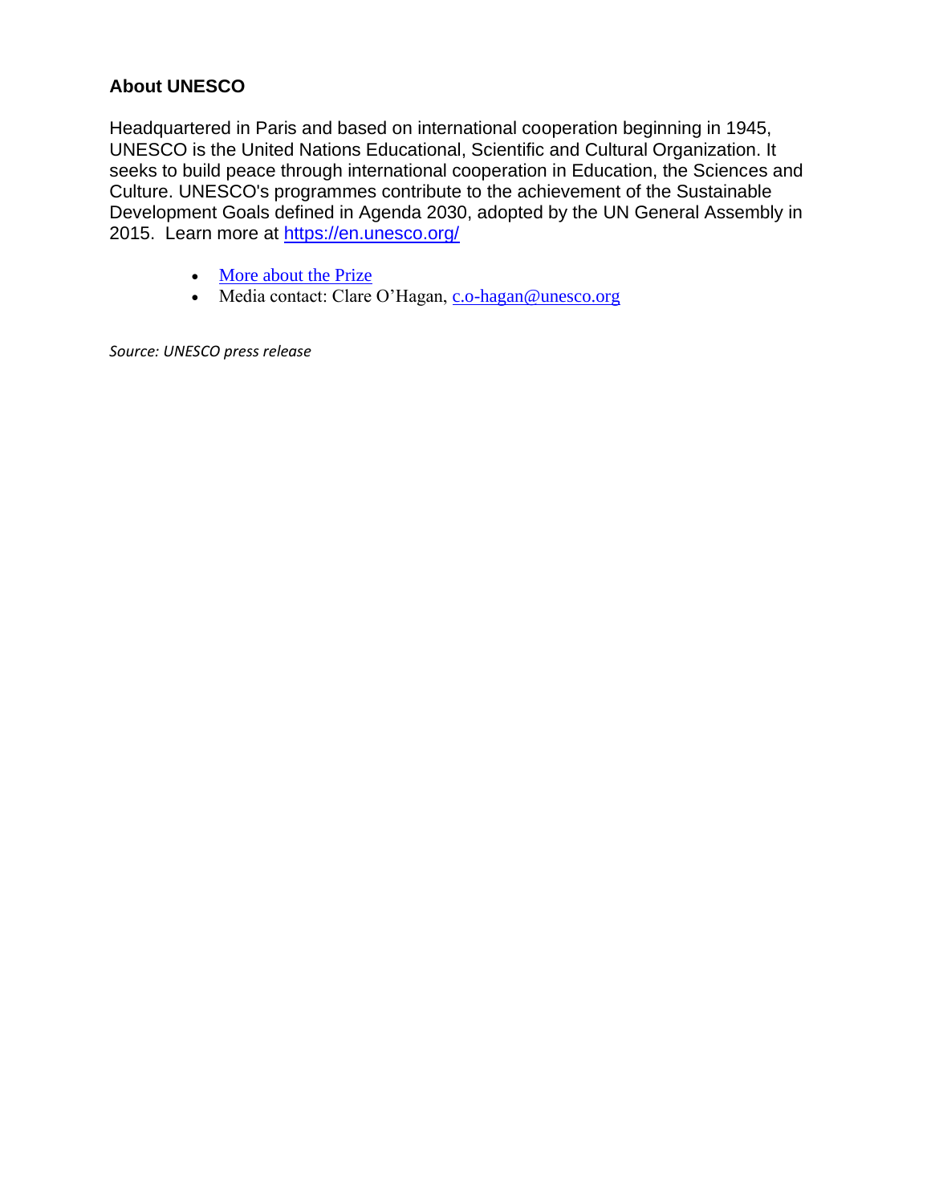## About UNESCO

Headquartered in Paris and based on international cooperation beginning in 1945, UNESCO is the United Nations Educational, Scientific and Cultural Organization. It seeks to build peace through international cooperation in Education, the Sciences and Culture. UNESCO's programmes contribute to the achievement of the Sustainable Development Goals defined in Agenda 2030, adopted by the UN General Assembly in 2015. Learn more at https://en.unesco.org/

- More about the Prize
- Media contact: Clare O'Hagan, c.o-hagan@unesco.org

*Source: UNESCO press release*